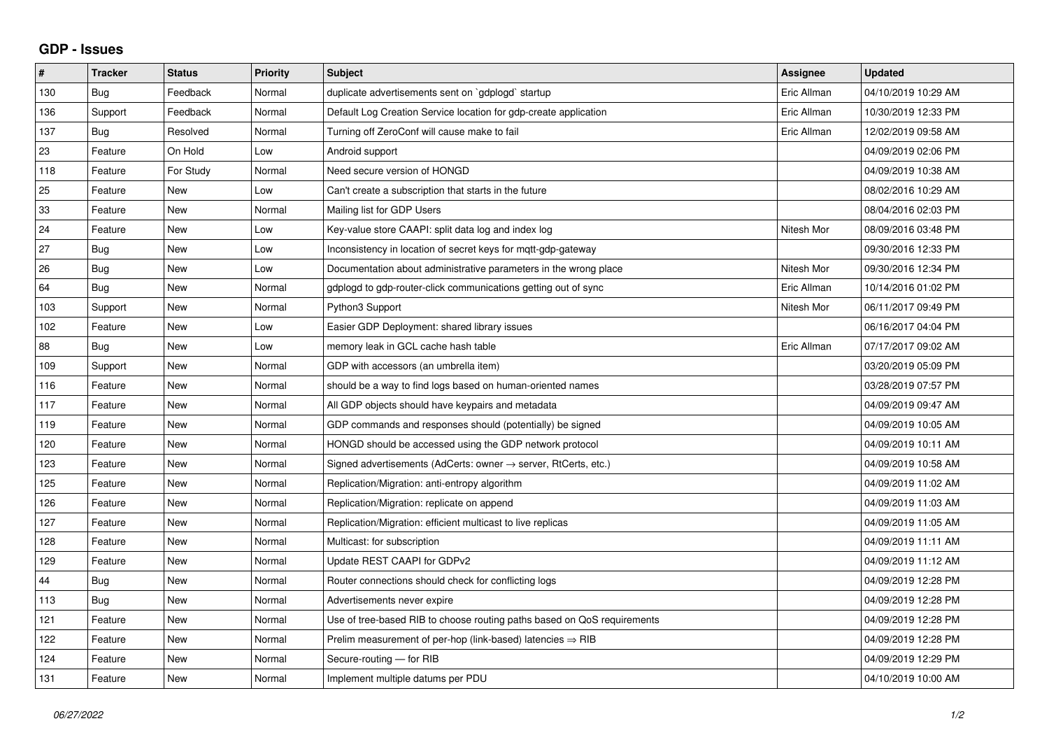# GDP - Issues

| # | Tracker | Status | Priority | Subject | Assignee | Updated |
|---|---|---|---|---|---|---|
| 130 | Bug | Feedback | Normal | duplicate advertisements sent on `gdplogd` startup | Eric Allman | 04/10/2019 10:29 AM |
| 136 | Support | Feedback | Normal | Default Log Creation Service location for gdp-create application | Eric Allman | 10/30/2019 12:33 PM |
| 137 | Bug | Resolved | Normal | Turning off ZeroConf will cause make to fail | Eric Allman | 12/02/2019 09:58 AM |
| 23 | Feature | On Hold | Low | Android support | | 04/09/2019 02:06 PM |
| 118 | Feature | For Study | Normal | Need secure version of HONGD | | 04/09/2019 10:38 AM |
| 25 | Feature | New | Low | Can't create a subscription that starts in the future | | 08/02/2016 10:29 AM |
| 33 | Feature | New | Normal | Mailing list for GDP Users | | 08/04/2016 02:03 PM |
| 24 | Feature | New | Low | Key-value store CAAPI: split data log and index log | Nitesh Mor | 08/09/2016 03:48 PM |
| 27 | Bug | New | Low | Inconsistency in location of secret keys for mqtt-gdp-gateway | | 09/30/2016 12:33 PM |
| 26 | Bug | New | Low | Documentation about administrative parameters in the wrong place | Nitesh Mor | 09/30/2016 12:34 PM |
| 64 | Bug | New | Normal | gdplogd to gdp-router-click communications getting out of sync | Eric Allman | 10/14/2016 01:02 PM |
| 103 | Support | New | Normal | Python3 Support | Nitesh Mor | 06/11/2017 09:49 PM |
| 102 | Feature | New | Low | Easier GDP Deployment: shared library issues | | 06/16/2017 04:04 PM |
| 88 | Bug | New | Low | memory leak in GCL cache hash table | Eric Allman | 07/17/2017 09:02 AM |
| 109 | Support | New | Normal | GDP with accessors (an umbrella item) | | 03/20/2019 05:09 PM |
| 116 | Feature | New | Normal | should be a way to find logs based on human-oriented names | | 03/28/2019 07:57 PM |
| 117 | Feature | New | Normal | All GDP objects should have keypairs and metadata | | 04/09/2019 09:47 AM |
| 119 | Feature | New | Normal | GDP commands and responses should (potentially) be signed | | 04/09/2019 10:05 AM |
| 120 | Feature | New | Normal | HONGD should be accessed using the GDP network protocol | | 04/09/2019 10:11 AM |
| 123 | Feature | New | Normal | Signed advertisements (AdCerts: owner → server, RtCerts, etc.) | | 04/09/2019 10:58 AM |
| 125 | Feature | New | Normal | Replication/Migration: anti-entropy algorithm | | 04/09/2019 11:02 AM |
| 126 | Feature | New | Normal | Replication/Migration: replicate on append | | 04/09/2019 11:03 AM |
| 127 | Feature | New | Normal | Replication/Migration: efficient multicast to live replicas | | 04/09/2019 11:05 AM |
| 128 | Feature | New | Normal | Multicast: for subscription | | 04/09/2019 11:11 AM |
| 129 | Feature | New | Normal | Update REST CAAPI for GDPv2 | | 04/09/2019 11:12 AM |
| 44 | Bug | New | Normal | Router connections should check for conflicting logs | | 04/09/2019 12:28 PM |
| 113 | Bug | New | Normal | Advertisements never expire | | 04/09/2019 12:28 PM |
| 121 | Feature | New | Normal | Use of tree-based RIB to choose routing paths based on QoS requirements | | 04/09/2019 12:28 PM |
| 122 | Feature | New | Normal | Prelim measurement of per-hop (link-based) latencies ⇒ RIB | | 04/09/2019 12:28 PM |
| 124 | Feature | New | Normal | Secure-routing — for RIB | | 04/09/2019 12:29 PM |
| 131 | Feature | New | Normal | Implement multiple datums per PDU | | 04/10/2019 10:00 AM |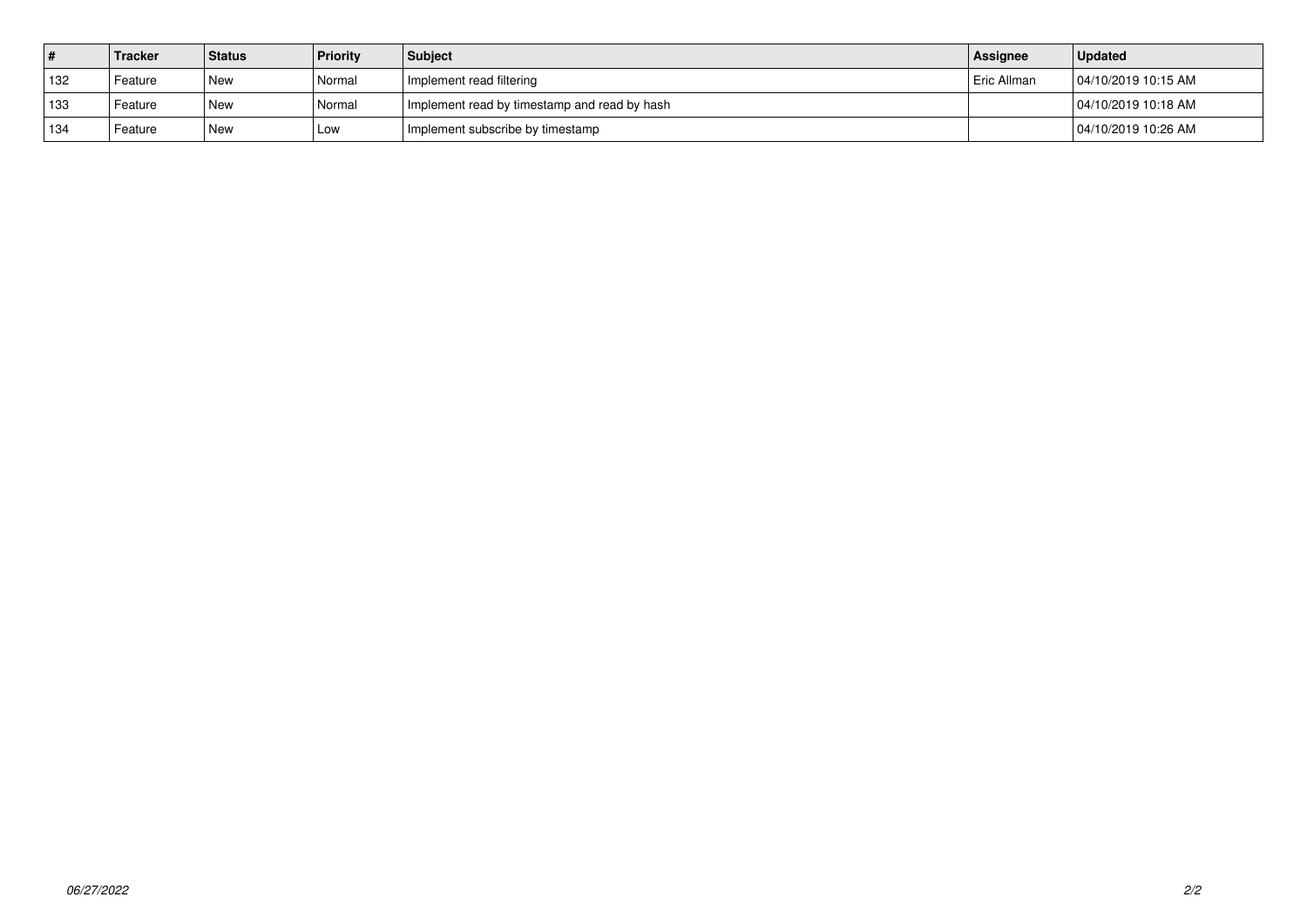| # | Tracker | Status | Priority | Subject | Assignee | Updated |
|---|---|---|---|---|---|---|
| 132 | Feature | New | Normal | Implement read filtering | Eric Allman | 04/10/2019 10:15 AM |
| 133 | Feature | New | Normal | Implement read by timestamp and read by hash | | 04/10/2019 10:18 AM |
| 134 | Feature | New | Low | Implement subscribe by timestamp | | 04/10/2019 10:26 AM |